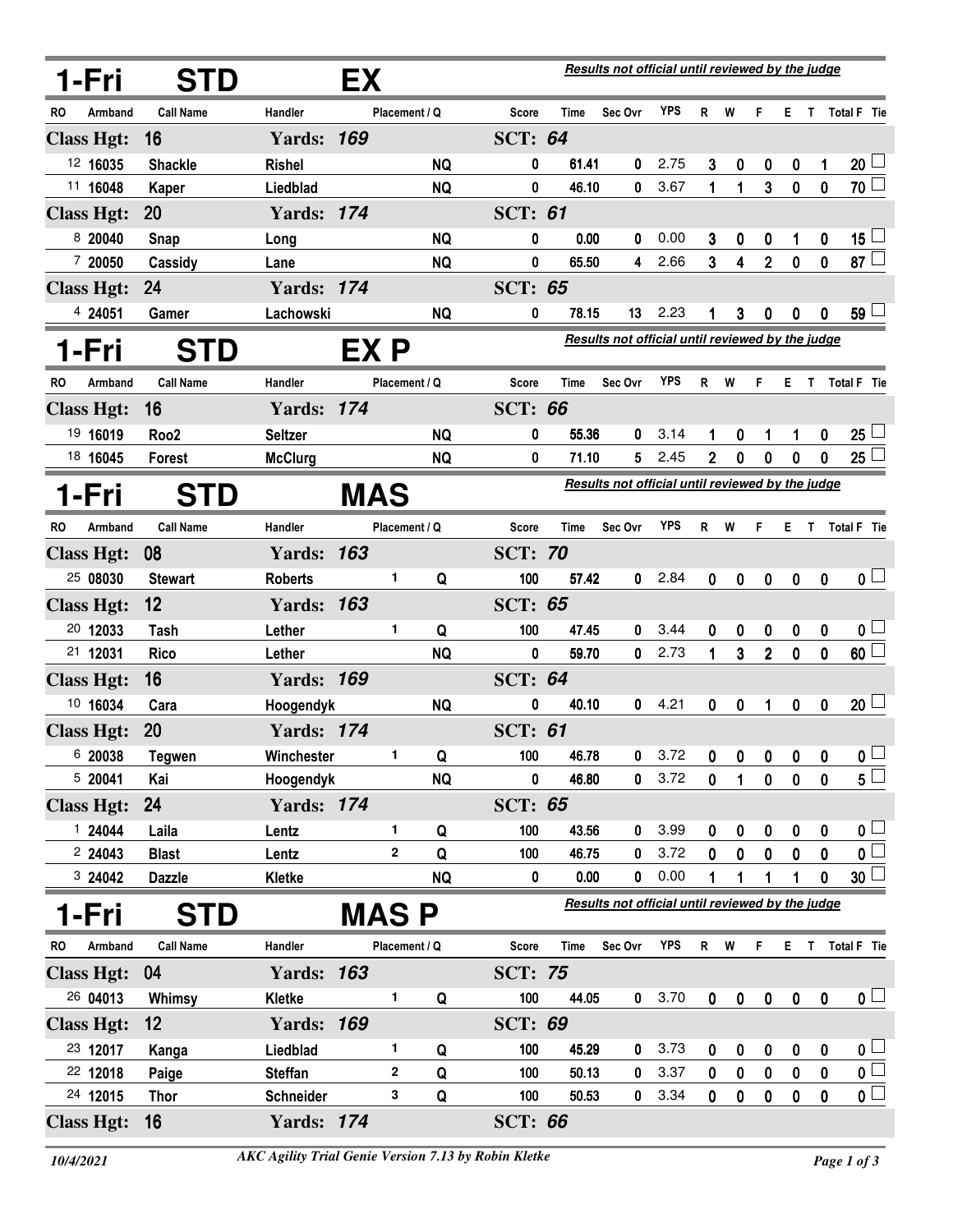## 1-Fri STD EX

*Results not official until reviewed by the judge*

| RO | Armband | Call Name | Handler | Placement / Q | | Score | Time | Sec Ovr | YPS | R | W | F | E | T | Total F | Tie |
|---|---|---|---|---|---|---|---|---|---|---|---|---|---|---|---|---|
| **Class Hgt: 16** | | | **Yards: 169** | | | **SCT: 64** | | | | | | | | | | |
| 12 | 16035 | Shackle | Rishel | | NQ | 0 | 61.41 | 0 | 2.75 | 3 | 0 | 0 | 0 | 1 | 20 | ☐ |
| 11 | 16048 | Kaper | Liedblad | | NQ | 0 | 46.10 | 0 | 3.67 | 1 | 1 | 3 | 0 | 0 | 70 | ☐ |
| **Class Hgt: 20** | | | **Yards: 174** | | | **SCT: 61** | | | | | | | | | | |
| 8 | 20040 | Snap | Long | | NQ | 0 | 0.00 | 0 | 0.00 | 3 | 0 | 0 | 1 | 0 | 15 | ☐ |
| 7 | 20050 | Cassidy | Lane | | NQ | 0 | 65.50 | 4 | 2.66 | 3 | 4 | 2 | 0 | 0 | 87 | ☐ |
| **Class Hgt: 24** | | | **Yards: 174** | | | **SCT: 65** | | | | | | | | | | |
| 4 | 24051 | Gamer | Lachowski | | NQ | 0 | 78.15 | 13 | 2.23 | 1 | 3 | 0 | 0 | 0 | 59 | ☐ |

## 1-Fri STD EX P

*Results not official until reviewed by the judge*

| RO | Armband | Call Name | Handler | Placement / Q | | Score | Time | Sec Ovr | YPS | R | W | F | E | T | Total F | Tie |
|---|---|---|---|---|---|---|---|---|---|---|---|---|---|---|---|---|
| **Class Hgt: 16** | | | **Yards: 174** | | | **SCT: 66** | | | | | | | | | | |
| 19 | 16019 | Roo2 | Seltzer | | NQ | 0 | 55.36 | 0 | 3.14 | 1 | 0 | 1 | 1 | 0 | 25 | ☐ |
| 18 | 16045 | Forest | McClurg | | NQ | 0 | 71.10 | 5 | 2.45 | 2 | 0 | 0 | 0 | 0 | 25 | ☐ |

## 1-Fri STD MAS

*Results not official until reviewed by the judge*

| RO | Armband | Call Name | Handler | Placement / Q | | Score | Time | Sec Ovr | YPS | R | W | F | E | T | Total F | Tie |
|---|---|---|---|---|---|---|---|---|---|---|---|---|---|---|---|---|
| **Class Hgt: 08** | | | **Yards: 163** | | | **SCT: 70** | | | | | | | | | | |
| 25 | 08030 | Stewart | Roberts | 1 | Q | 100 | 57.42 | 0 | 2.84 | 0 | 0 | 0 | 0 | 0 | 0 | ☐ |
| **Class Hgt: 12** | | | **Yards: 163** | | | **SCT: 65** | | | | | | | | | | |
| 20 | 12033 | Tash | Lether | 1 | Q | 100 | 47.45 | 0 | 3.44 | 0 | 0 | 0 | 0 | 0 | 0 | ☐ |
| 21 | 12031 | Rico | Lether | | NQ | 0 | 59.70 | 0 | 2.73 | 1 | 3 | 2 | 0 | 0 | 60 | ☐ |
| **Class Hgt: 16** | | | **Yards: 169** | | | **SCT: 64** | | | | | | | | | | |
| 10 | 16034 | Cara | Hoogendyk | | NQ | 0 | 40.10 | 0 | 4.21 | 0 | 0 | 1 | 0 | 0 | 20 | ☐ |
| **Class Hgt: 20** | | | **Yards: 174** | | | **SCT: 61** | | | | | | | | | | |
| 6 | 20038 | Tegwen | Winchester | 1 | Q | 100 | 46.78 | 0 | 3.72 | 0 | 0 | 0 | 0 | 0 | 0 | ☐ |
| 5 | 20041 | Kai | Hoogendyk | | NQ | 0 | 46.80 | 0 | 3.72 | 0 | 1 | 0 | 0 | 0 | 5 | ☐ |
| **Class Hgt: 24** | | | **Yards: 174** | | | **SCT: 65** | | | | | | | | | | |
| 1 | 24044 | Laila | Lentz | 1 | Q | 100 | 43.56 | 0 | 3.99 | 0 | 0 | 0 | 0 | 0 | 0 | ☐ |
| 2 | 24043 | Blast | Lentz | 2 | Q | 100 | 46.75 | 0 | 3.72 | 0 | 0 | 0 | 0 | 0 | 0 | ☐ |
| 3 | 24042 | Dazzle | Kletke | | NQ | 0 | 0.00 | 0 | 0.00 | 1 | 1 | 1 | 1 | 0 | 30 | ☐ |

## 1-Fri STD MAS P

*Results not official until reviewed by the judge*

| RO | Armband | Call Name | Handler | Placement / Q | | Score | Time | Sec Ovr | YPS | R | W | F | E | T | Total F | Tie |
|---|---|---|---|---|---|---|---|---|---|---|---|---|---|---|---|---|
| **Class Hgt: 04** | | | **Yards: 163** | | | **SCT: 75** | | | | | | | | | | |
| 26 | 04013 | Whimsy | Kletke | 1 | Q | 100 | 44.05 | 0 | 3.70 | 0 | 0 | 0 | 0 | 0 | 0 | ☐ |
| **Class Hgt: 12** | | | **Yards: 169** | | | **SCT: 69** | | | | | | | | | | |
| 23 | 12017 | Kanga | Liedblad | 1 | Q | 100 | 45.29 | 0 | 3.73 | 0 | 0 | 0 | 0 | 0 | 0 | ☐ |
| 22 | 12018 | Paige | Steffan | 2 | Q | 100 | 50.13 | 0 | 3.37 | 0 | 0 | 0 | 0 | 0 | 0 | ☐ |
| 24 | 12015 | Thor | Schneider | 3 | Q | 100 | 50.53 | 0 | 3.34 | 0 | 0 | 0 | 0 | 0 | 0 | ☐ |
| **Class Hgt: 16** | | | **Yards: 174** | | | **SCT: 66** | | | | | | | | | | |

*10/4/2021* *AKC Agility Trial Genie Version 7.13 by Robin Kletke*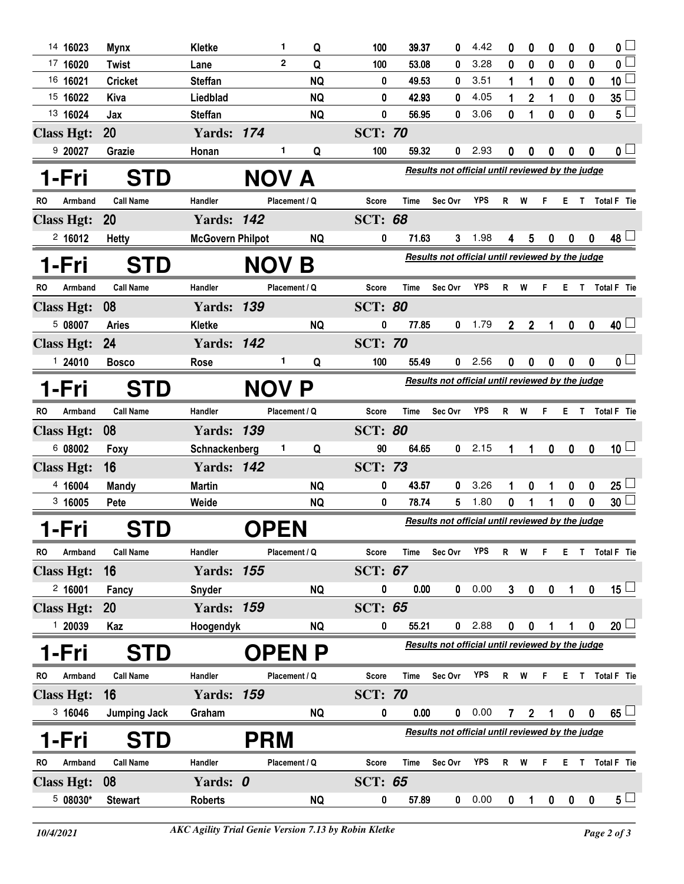| RO | Armband | Call Name | Handler | Placement | Q | Score | Time | Sec Ovr | YPS | R | W | F | E | T | Total F | Tie |
|---|---|---|---|---|---|---|---|---|---|---|---|---|---|---|---|---|
| 14 | 16023 | Mynx | Kletke | 1 | Q | 100 | 39.37 | 0 | 4.42 | 0 | 0 | 0 | 0 | 0 | 0 | ☐ |
| 17 | 16020 | Twist | Lane | 2 | Q | 100 | 53.08 | 0 | 3.28 | 0 | 0 | 0 | 0 | 0 | 0 | ☐ |
| 16 | 16021 | Cricket | Steffan | | NQ | 0 | 49.53 | 0 | 3.51 | 1 | 1 | 0 | 0 | 0 | 10 | ☐ |
| 15 | 16022 | Kiva | Liedblad | | NQ | 0 | 42.93 | 0 | 4.05 | 1 | 2 | 1 | 0 | 0 | 35 | ☐ |
| 13 | 16024 | Jax | Steffan | | NQ | 0 | 56.95 | 0 | 3.06 | 0 | 1 | 0 | 0 | 0 | 5 | ☐ |

**Class Hgt: 20 Yards: 174 SCT: 70**

| RO | Armband | Call Name | Handler | Placement | Q | Score | Time | Sec Ovr | YPS | R | W | F | E | T | Total F | Tie |
|---|---|---|---|---|---|---|---|---|---|---|---|---|---|---|---|---|
| 9 | 20027 | Grazie | Honan | 1 | Q | 100 | 59.32 | 0 | 2.93 | 0 | 0 | 0 | 0 | 0 | 0 | ☐ |

# 1-Fri STD NOV A

*Results not official until reviewed by the judge*

**Class Hgt: 20 Yards: 142 SCT: 68**

| RO | Armband | Call Name | Handler | Placement | Q | Score | Time | Sec Ovr | YPS | R | W | F | E | T | Total F | Tie |
|---|---|---|---|---|---|---|---|---|---|---|---|---|---|---|---|---|
| 2 | 16012 | Hetty | McGovern Philpot | | NQ | 0 | 71.63 | 3 | 1.98 | 4 | 5 | 0 | 0 | 0 | 48 | ☐ |

# 1-Fri STD NOV B

*Results not official until reviewed by the judge*

**Class Hgt: 08 Yards: 139 SCT: 80**

| RO | Armband | Call Name | Handler | Placement | Q | Score | Time | Sec Ovr | YPS | R | W | F | E | T | Total F | Tie |
|---|---|---|---|---|---|---|---|---|---|---|---|---|---|---|---|---|
| 5 | 08007 | Aries | Kletke | | NQ | 0 | 77.85 | 0 | 1.79 | 2 | 2 | 1 | 0 | 0 | 40 | ☐ |

**Class Hgt: 24 Yards: 142 SCT: 70**

| RO | Armband | Call Name | Handler | Placement | Q | Score | Time | Sec Ovr | YPS | R | W | F | E | T | Total F | Tie |
|---|---|---|---|---|---|---|---|---|---|---|---|---|---|---|---|---|
| 1 | 24010 | Bosco | Rose | 1 | Q | 100 | 55.49 | 0 | 2.56 | 0 | 0 | 0 | 0 | 0 | 0 | ☐ |

# 1-Fri STD NOV P

*Results not official until reviewed by the judge*

**Class Hgt: 08 Yards: 139 SCT: 80**

| RO | Armband | Call Name | Handler | Placement | Q | Score | Time | Sec Ovr | YPS | R | W | F | E | T | Total F | Tie |
|---|---|---|---|---|---|---|---|---|---|---|---|---|---|---|---|---|
| 6 | 08002 | Foxy | Schnackenberg | 1 | Q | 90 | 64.65 | 0 | 2.15 | 1 | 1 | 0 | 0 | 0 | 10 | ☐ |

**Class Hgt: 16 Yards: 142 SCT: 73**

| RO | Armband | Call Name | Handler | Placement | Q | Score | Time | Sec Ovr | YPS | R | W | F | E | T | Total F | Tie |
|---|---|---|---|---|---|---|---|---|---|---|---|---|---|---|---|---|
| 4 | 16004 | Mandy | Martin | | NQ | 0 | 43.57 | 0 | 3.26 | 1 | 0 | 1 | 0 | 0 | 25 | ☐ |
| 3 | 16005 | Pete | Weide | | NQ | 0 | 78.74 | 5 | 1.80 | 0 | 1 | 1 | 0 | 0 | 30 | ☐ |

# 1-Fri STD OPEN

*Results not official until reviewed by the judge*

**Class Hgt: 16 Yards: 155 SCT: 67**

| RO | Armband | Call Name | Handler | Placement | Q | Score | Time | Sec Ovr | YPS | R | W | F | E | T | Total F | Tie |
|---|---|---|---|---|---|---|---|---|---|---|---|---|---|---|---|---|
| 2 | 16001 | Fancy | Snyder | | NQ | 0 | 0.00 | 0 | 0.00 | 3 | 0 | 0 | 1 | 0 | 15 | ☐ |

**Class Hgt: 20 Yards: 159 SCT: 65**

| RO | Armband | Call Name | Handler | Placement | Q | Score | Time | Sec Ovr | YPS | R | W | F | E | T | Total F | Tie |
|---|---|---|---|---|---|---|---|---|---|---|---|---|---|---|---|---|
| 1 | 20039 | Kaz | Hoogendyk | | NQ | 0 | 55.21 | 0 | 2.88 | 0 | 0 | 1 | 1 | 0 | 20 | ☐ |

# 1-Fri STD OPEN P

*Results not official until reviewed by the judge*

**Class Hgt: 16 Yards: 159 SCT: 70**

| RO | Armband | Call Name | Handler | Placement | Q | Score | Time | Sec Ovr | YPS | R | W | F | E | T | Total F | Tie |
|---|---|---|---|---|---|---|---|---|---|---|---|---|---|---|---|---|
| 3 | 16046 | Jumping Jack | Graham | | NQ | 0 | 0.00 | 0 | 0.00 | 7 | 2 | 1 | 0 | 0 | 65 | ☐ |

# 1-Fri STD PRM

*Results not official until reviewed by the judge*

**Class Hgt: 08 Yards: 0 SCT: 65**

| RO | Armband | Call Name | Handler | Placement | Q | Score | Time | Sec Ovr | YPS | R | W | F | E | T | Total F | Tie |
|---|---|---|---|---|---|---|---|---|---|---|---|---|---|---|---|---|
| 5 | 08030* | Stewart | Roberts | | NQ | 0 | 57.89 | 0 | 0.00 | 0 | 1 | 0 | 0 | 0 | 5 | ☐ |

10/4/2021 — *AKC Agility Trial Genie Version 7.13 by Robin Kletke*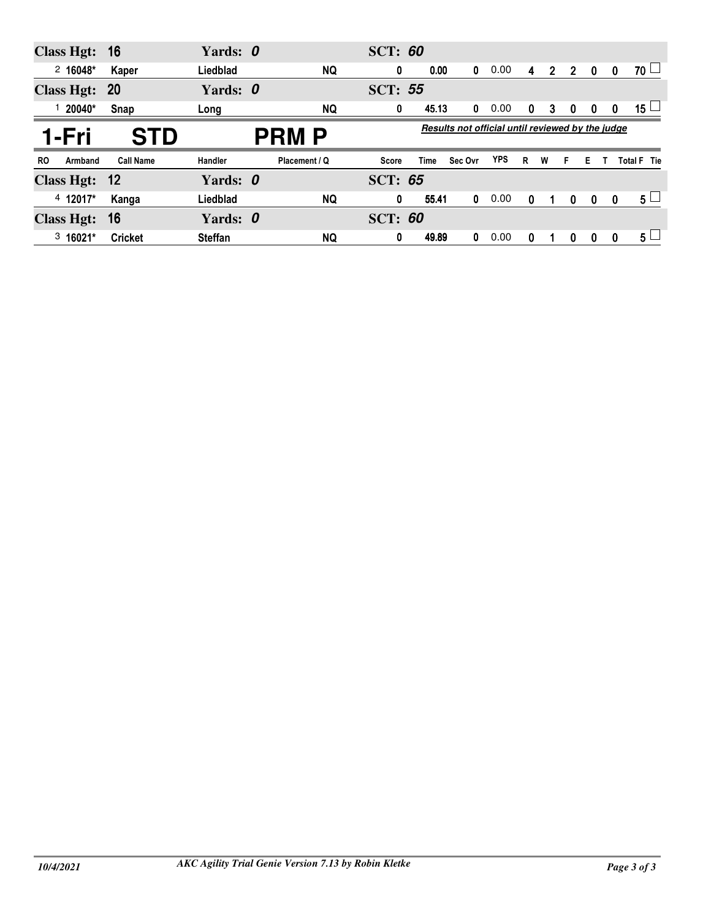| Class Hgt: 16 | | | Yards: 0 | | SCT: 60 | | | | | | | | | | |
|---|---|---|---|---|---|---|---|---|---|---|---|---|---|---|---|
| 2 | 16048* | Kaper | Liedblad | NQ | 0 | 0.00 | 0 | 0.00 | 4 | 2 | 2 | 0 | 0 | 70 | |

| Class Hgt: 20 | | | Yards: 0 | | SCT: 55 | | | | | | | | | | |
|---|---|---|---|---|---|---|---|---|---|---|---|---|---|---|---|
| 1 | 20040* | Snap | Long | NQ | 0 | 45.13 | 0 | 0.00 | 0 | 3 | 0 | 0 | 0 | 15 | |

# 1-Fri STD PRM P

*Results not official until reviewed by the judge*

| RO | Armband | Call Name | Handler | Placement / Q | Score | Time | Sec Ovr | YPS | R | W | F | E | T | Total F | Tie |
|---|---|---|---|---|---|---|---|---|---|---|---|---|---|---|---|
| **Class Hgt: 12** | | | **Yards: 0** | | **SCT: 65** | | | | | | | | | | |
| 4 | 12017* | Kanga | Liedblad | NQ | 0 | 55.41 | 0 | 0.00 | 0 | 1 | 0 | 0 | 0 | 5 | |
| **Class Hgt: 16** | | | **Yards: 0** | | **SCT: 60** | | | | | | | | | | |
| 3 | 16021* | Cricket | Steffan | NQ | 0 | 49.89 | 0 | 0.00 | 0 | 1 | 0 | 0 | 0 | 5 | |

*10/4/2021* *AKC Agility Trial Genie Version 7.13 by Robin Kletke*